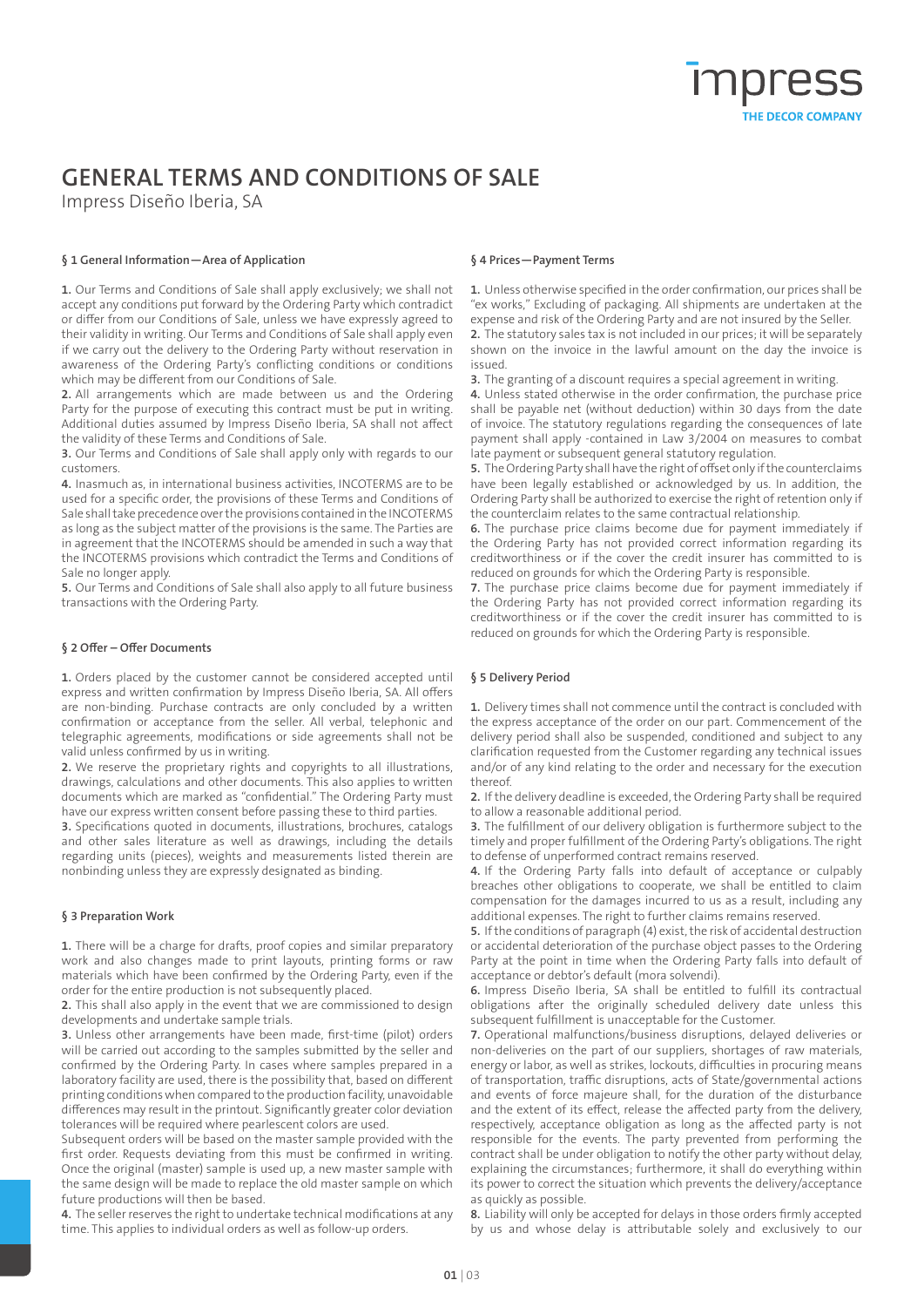# GENERAL TERMS AND CONDITIONS OF SALE

Impress Diseño Iberia, SA

### § 1 General Information — Area of Application

**1.** Our Terms and Conditions of Sale shall apply exclusively; we shall not accept any conditions put forward by the Ordering Party which contradict or differ from our Conditions of Sale, unless we have expressly agreed to their validity in writing. Our Terms and Conditions of Sale shall apply even if we carry out the delivery to the Ordering Party without reservation in awareness of the Ordering Party's conflicting conditions or conditions which may be different from our Conditions of Sale.

**2.** All arrangements which are made between us and the Ordering Party for the purpose of executing this contract must be put in writing. Additional duties assumed by Impress Diseño Iberia, SA shall not affect the validity of these Terms and Conditions of Sale.

**3.** Our Terms and Conditions of Sale shall apply only with regards to our customers.

**4.** Inasmuch as, in international business activities, INCOTERMS are to be used for a specific order, the provisions of these Terms and Conditions of Sale shall take precedence over the provisions contained in the INCOTERMS as long as the subject matter of the provisions is the same. The Parties are in agreement that the INCOTERMS should be amended in such a way that the INCOTERMS provisions which contradict the Terms and Conditions of Sale no longer apply.

**5.** Our Terms and Conditions of Sale shall also apply to all future business transactions with the Ordering Party.

### § 2 Offer – Offer Documents

**1.** Orders placed by the customer cannot be considered accepted until express and written confirmation by Impress Diseño Iberia, SA. All offers are non-binding. Purchase contracts are only concluded by a written confirmation or acceptance from the seller. All verbal, telephonic and telegraphic agreements, modifications or side agreements shall not be valid unless confirmed by us in writing.

**2.** We reserve the proprietary rights and copyrights to all illustrations, drawings, calculations and other documents. This also applies to written documents which are marked as "confidential." The Ordering Party must have our express written consent before passing these to third parties.

**3.** Specifications quoted in documents, illustrations, brochures, catalogs and other sales literature as well as drawings, including the details regarding units (pieces), weights and measurements listed therein are nonbinding unless they are expressly designated as binding.

### § 3 Preparation Work

**1.** There will be a charge for drafts, proof copies and similar preparatory work and also changes made to print layouts, printing forms or raw materials which have been confirmed by the Ordering Party, even if the order for the entire production is not subsequently placed.

**2.** This shall also apply in the event that we are commissioned to design developments and undertake sample trials.

**3.** Unless other arrangements have been made, first-time (pilot) orders will be carried out according to the samples submitted by the seller and confirmed by the Ordering Party. In cases where samples prepared in a laboratory facility are used, there is the possibility that, based on different printing conditions when compared to the production facility, unavoidable differences may result in the printout. Significantly greater color deviation tolerances will be required where pearlescent colors are used.

Subsequent orders will be based on the master sample provided with the first order. Requests deviating from this must be confirmed in writing. Once the original (master) sample is used up, a new master sample with the same design will be made to replace the old master sample on which future productions will then be based.

**4.** The seller reserves the right to undertake technical modifications at any time. This applies to individual orders as well as follow-up orders.

### § 4 Prices — Payment Terms

**1.** Unless otherwise specified in the order confirmation, our prices shall be "ex works," Excluding of packaging. All shipments are undertaken at the expense and risk of the Ordering Party and are not insured by the Seller.

**2.** The statutory sales tax is not included in our prices; it will be separately shown on the invoice in the lawful amount on the day the invoice is issued.

**3.** The granting of a discount requires a special agreement in writing.

**4.** Unless stated otherwise in the order confirmation, the purchase price shall be payable net (without deduction) within 30 days from the date of invoice. The statutory regulations regarding the consequences of late payment shall apply -contained in Law 3/2004 on measures to combat late payment or subsequent general statutory regulation.

**5.** The Ordering Party shall have the right of offset only if the counterclaims have been legally established or acknowledged by us. In addition, the Ordering Party shall be authorized to exercise the right of retention only if the counterclaim relates to the same contractual relationship.

**6.** The purchase price claims become due for payment immediately if the Ordering Party has not provided correct information regarding its creditworthiness or if the cover the credit insurer has committed to is reduced on grounds for which the Ordering Party is responsible.

**7.** The purchase price claims become due for payment immediately if the Ordering Party has not provided correct information regarding its creditworthiness or if the cover the credit insurer has committed to is reduced on grounds for which the Ordering Party is responsible.

### § 5 Delivery Period

**1.** Delivery times shall not commence until the contract is concluded with the express acceptance of the order on our part. Commencement of the delivery period shall also be suspended, conditioned and subject to any clarification requested from the Customer regarding any technical issues and/or of any kind relating to the order and necessary for the execution thereof.

**2.** If the delivery deadline is exceeded, the Ordering Party shall be required to allow a reasonable additional period.

**3.** The fulfillment of our delivery obligation is furthermore subject to the timely and proper fulfillment of the Ordering Party's obligations. The right to defense of unperformed contract remains reserved.

**4.** If the Ordering Party falls into default of acceptance or culpably breaches other obligations to cooperate, we shall be entitled to claim compensation for the damages incurred to us as a result, including any additional expenses. The right to further claims remains reserved.

**5.** If the conditions of paragraph (4) exist, the risk of accidental destruction or accidental deterioration of the purchase object passes to the Ordering Party at the point in time when the Ordering Party falls into default of acceptance or debtor's default (mora solvendi).

**6.** Impress Diseño Iberia, SA shall be entitled to fulfill its contractual obligations after the originally scheduled delivery date unless this subsequent fulfillment is unacceptable for the Customer.

**7.** Operational malfunctions/business disruptions, delayed deliveries or non-deliveries on the part of our suppliers, shortages of raw materials, energy or labor, as well as strikes, lockouts, difficulties in procuring means of transportation, traffic disruptions, acts of State/governmental actions and events of force majeure shall, for the duration of the disturbance and the extent of its effect, release the affected party from the delivery, respectively, acceptance obligation as long as the affected party is not responsible for the events. The party prevented from performing the contract shall be under obligation to notify the other party without delay, explaining the circumstances; furthermore, it shall do everything within its power to correct the situation which prevents the delivery/acceptance as quickly as possible.

**8.** Liability will only be accepted for delays in those orders firmly accepted by us and whose delay is attributable solely and exclusively to our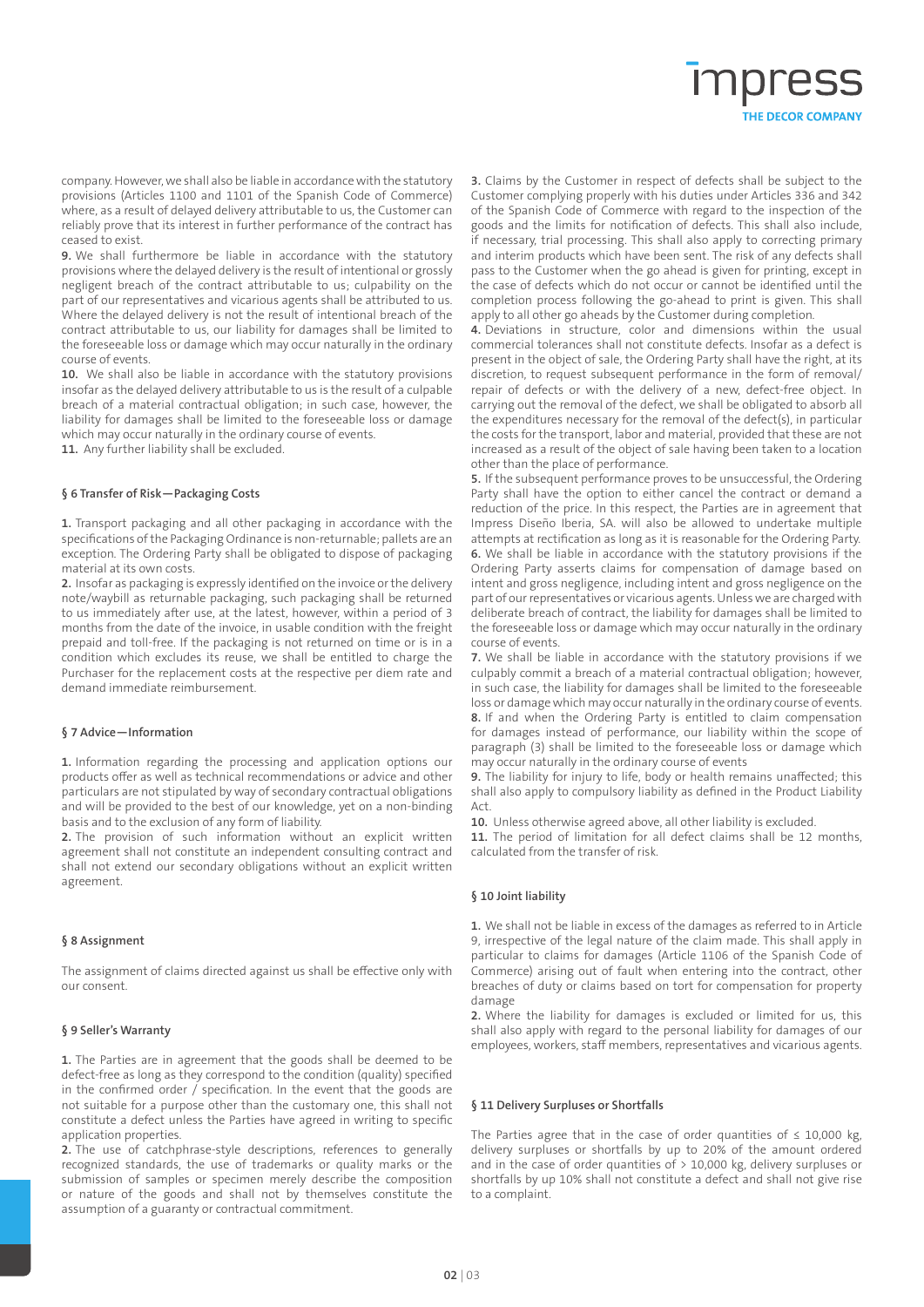company. However, we shall also be liable in accordance with the statutory provisions (Articles 1100 and 1101 of the Spanish Code of Commerce) where, as a result of delayed delivery attributable to us, the Customer can reliably prove that its interest in further performance of the contract has ceased to exist.

**9.** We shall furthermore be liable in accordance with the statutory provisions where the delayed delivery is the result of intentional or grossly negligent breach of the contract attributable to us; culpability on the part of our representatives and vicarious agents shall be attributed to us. Where the delayed delivery is not the result of intentional breach of the contract attributable to us, our liability for damages shall be limited to the foreseeable loss or damage which may occur naturally in the ordinary course of events.

**10.** We shall also be liable in accordance with the statutory provisions insofar as the delayed delivery attributable to us is the result of a culpable breach of a material contractual obligation; in such case, however, the liability for damages shall be limited to the foreseeable loss or damage which may occur naturally in the ordinary course of events.

**11.** Any further liability shall be excluded.

### § 6 Transfer of Risk—Packaging Costs

**1.** Transport packaging and all other packaging in accordance with the specifications of the Packaging Ordinance is non-returnable; pallets are an exception. The Ordering Party shall be obligated to dispose of packaging material at its own costs.

**2.** Insofar as packaging is expressly identified on the invoice or the delivery note/waybill as returnable packaging, such packaging shall be returned to us immediately after use, at the latest, however, within a period of 3 months from the date of the invoice, in usable condition with the freight prepaid and toll-free. If the packaging is not returned on time or is in a condition which excludes its reuse, we shall be entitled to charge the Purchaser for the replacement costs at the respective per diem rate and demand immediate reimbursement.

### § 7 Advice—Information

**1.** Information regarding the processing and application options our products offer as well as technical recommendations or advice and other particulars are not stipulated by way of secondary contractual obligations and will be provided to the best of our knowledge, yet on a non-binding basis and to the exclusion of any form of liability.

**2.** The provision of such information without an explicit written agreement shall not constitute an independent consulting contract and shall not extend our secondary obligations without an explicit written agreement.

### § 8 Assignment

The assignment of claims directed against us shall be effective only with our consent.

### § 9 Seller's Warranty

**1.** The Parties are in agreement that the goods shall be deemed to be defect-free as long as they correspond to the condition (quality) specified in the confirmed order / specification. In the event that the goods are not suitable for a purpose other than the customary one, this shall not constitute a defect unless the Parties have agreed in writing to specific application properties.

**2.** The use of catchphrase-style descriptions, references to generally recognized standards, the use of trademarks or quality marks or the submission of samples or specimen merely describe the composition or nature of the goods and shall not by themselves constitute the assumption of a guaranty or contractual commitment.

**3.** Claims by the Customer in respect of defects shall be subject to the Customer complying properly with his duties under Articles 336 and 342 of the Spanish Code of Commerce with regard to the inspection of the goods and the limits for notification of defects. This shall also include, if necessary, trial processing. This shall also apply to correcting primary and interim products which have been sent. The risk of any defects shall pass to the Customer when the go ahead is given for printing, except in the case of defects which do not occur or cannot be identified until the completion process following the go-ahead to print is given. This shall apply to all other go aheads by the Customer during completion.

**4.** Deviations in structure, color and dimensions within the usual commercial tolerances shall not constitute defects. Insofar as a defect is present in the object of sale, the Ordering Party shall have the right, at its discretion, to request subsequent performance in the form of removal/repair of defects or with the delivery of a new, defect-free object. In carrying out the removal of the defect, we shall be obligated to absorb all the expenditures necessary for the removal of the defect(s), in particular the costs for the transport, labor and material, provided that these are not increased as a result of the object of sale having been taken to a location other than the place of performance.

**5.** If the subsequent performance proves to be unsuccessful, the Ordering Party shall have the option to either cancel the contract or demand a reduction of the price. In this respect, the Parties are in agreement that Impress Diseño Iberia, SA. will also be allowed to undertake multiple attempts at rectification as long as it is reasonable for the Ordering Party.

**6.** We shall be liable in accordance with the statutory provisions if the Ordering Party asserts claims for compensation of damage based on intent and gross negligence, including intent and gross negligence on the part of our representatives or vicarious agents. Unless we are charged with deliberate breach of contract, the liability for damages shall be limited to the foreseeable loss or damage which may occur naturally in the ordinary course of events.

**7.** We shall be liable in accordance with the statutory provisions if we culpably commit a breach of a material contractual obligation; however, in such case, the liability for damages shall be limited to the foreseeable loss or damage which may occur naturally in the ordinary course of events.

**8.** If and when the Ordering Party is entitled to claim compensation for damages instead of performance, our liability within the scope of paragraph (3) shall be limited to the foreseeable loss or damage which may occur naturally in the ordinary course of events

**9.** The liability for injury to life, body or health remains unaffected; this shall also apply to compulsory liability as defined in the Product Liability Act.

**10.** Unless otherwise agreed above, all other liability is excluded.

**11.** The period of limitation for all defect claims shall be 12 months, calculated from the transfer of risk.

### § 10 Joint liability

**1.** We shall not be liable in excess of the damages as referred to in Article 9, irrespective of the legal nature of the claim made. This shall apply in particular to claims for damages (Article 1106 of the Spanish Code of Commerce) arising out of fault when entering into the contract, other breaches of duty or claims based on tort for compensation for property damage

**2.** Where the liability for damages is excluded or limited for us, this shall also apply with regard to the personal liability for damages of our employees, workers, staff members, representatives and vicarious agents.

### § 11 Delivery Surpluses or Shortfalls

The Parties agree that in the case of order quantities of ≤ 10,000 kg, delivery surpluses or shortfalls by up to 20% of the amount ordered and in the case of order quantities of > 10,000 kg, delivery surpluses or shortfalls by up 10% shall not constitute a defect and shall not give rise to a complaint.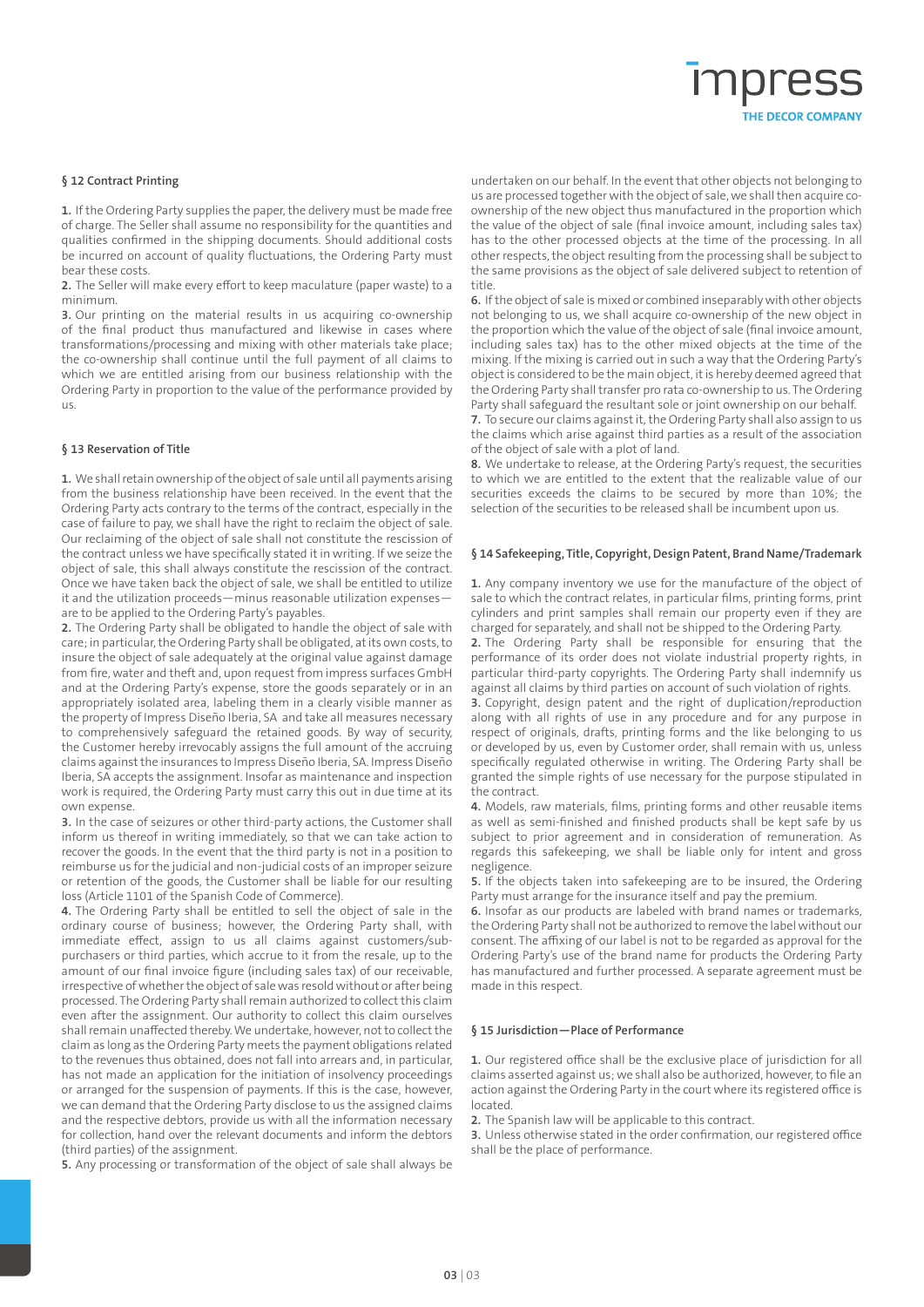### § 12 Contract Printing

**1.** If the Ordering Party supplies the paper, the delivery must be made free of charge. The Seller shall assume no responsibility for the quantities and qualities confirmed in the shipping documents. Should additional costs be incurred on account of quality fluctuations, the Ordering Party must bear these costs.

**2.** The Seller will make every effort to keep maculature (paper waste) to a minimum.

**3.** Our printing on the material results in us acquiring co-ownership of the final product thus manufactured and likewise in cases where transformations/processing and mixing with other materials take place; the co-ownership shall continue until the full payment of all claims to which we are entitled arising from our business relationship with the Ordering Party in proportion to the value of the performance provided by us.

### § 13 Reservation of Title

**1.** We shall retain ownership of the object of sale until all payments arising from the business relationship have been received. In the event that the Ordering Party acts contrary to the terms of the contract, especially in the case of failure to pay, we shall have the right to reclaim the object of sale. Our reclaiming of the object of sale shall not constitute the rescission of the contract unless we have specifically stated it in writing. If we seize the object of sale, this shall always constitute the rescission of the contract. Once we have taken back the object of sale, we shall be entitled to utilize it and the utilization proceeds—minus reasonable utilization expenses—are to be applied to the Ordering Party's payables.

**2.** The Ordering Party shall be obligated to handle the object of sale with care; in particular, the Ordering Party shall be obligated, at its own costs, to insure the object of sale adequately at the original value against damage from fire, water and theft and, upon request from impress surfaces GmbH and at the Ordering Party's expense, store the goods separately or in an appropriately isolated area, labeling them in a clearly visible manner as the property of Impress Diseño Iberia, SA and take all measures necessary to comprehensively safeguard the retained goods. By way of security, the Customer hereby irrevocably assigns the full amount of the accruing claims against the insurances to Impress Diseño Iberia, SA. Impress Diseño Iberia, SA accepts the assignment. Insofar as maintenance and inspection work is required, the Ordering Party must carry this out in due time at its own expense.

**3.** In the case of seizures or other third-party actions, the Customer shall inform us thereof in writing immediately, so that we can take action to recover the goods. In the event that the third party is not in a position to reimburse us for the judicial and non-judicial costs of an improper seizure or retention of the goods, the Customer shall be liable for our resulting loss (Article 1101 of the Spanish Code of Commerce).

**4.** The Ordering Party shall be entitled to sell the object of sale in the ordinary course of business; however, the Ordering Party shall, with immediate effect, assign to us all claims against customers/sub-purchasers or third parties, which accrue to it from the resale, up to the amount of our final invoice figure (including sales tax) of our receivable, irrespective of whether the object of sale was resold without or after being processed. The Ordering Party shall remain authorized to collect this claim even after the assignment. Our authority to collect this claim ourselves shall remain unaffected thereby. We undertake, however, not to collect the claim as long as the Ordering Party meets the payment obligations related to the revenues thus obtained, does not fall into arrears and, in particular, has not made an application for the initiation of insolvency proceedings or arranged for the suspension of payments. If this is the case, however, we can demand that the Ordering Party disclose to us the assigned claims and the respective debtors, provide us with all the information necessary for collection, hand over the relevant documents and inform the debtors (third parties) of the assignment.

**5.** Any processing or transformation of the object of sale shall always be undertaken on our behalf. In the event that other objects not belonging to us are processed together with the object of sale, we shall then acquire co-ownership of the new object thus manufactured in the proportion which the value of the object of sale (final invoice amount, including sales tax) has to the other processed objects at the time of the processing. In all other respects, the object resulting from the processing shall be subject to the same provisions as the object of sale delivered subject to retention of title.

**6.** If the object of sale is mixed or combined inseparably with other objects not belonging to us, we shall acquire co-ownership of the new object in the proportion which the value of the object of sale (final invoice amount, including sales tax) has to the other mixed objects at the time of the mixing. If the mixing is carried out in such a way that the Ordering Party's object is considered to be the main object, it is hereby deemed agreed that the Ordering Party shall transfer pro rata co-ownership to us. The Ordering Party shall safeguard the resultant sole or joint ownership on our behalf.

**7.** To secure our claims against it, the Ordering Party shall also assign to us the claims which arise against third parties as a result of the association of the object of sale with a plot of land.

**8.** We undertake to release, at the Ordering Party's request, the securities to which we are entitled to the extent that the realizable value of our securities exceeds the claims to be secured by more than 10%; the selection of the securities to be released shall be incumbent upon us.

### § 14 Safekeeping, Title, Copyright, Design Patent, Brand Name/Trademark

**1.** Any company inventory we use for the manufacture of the object of sale to which the contract relates, in particular films, printing forms, print cylinders and print samples shall remain our property even if they are charged for separately, and shall not be shipped to the Ordering Party.

**2.** The Ordering Party shall be responsible for ensuring that the performance of its order does not violate industrial property rights, in particular third-party copyrights. The Ordering Party shall indemnify us against all claims by third parties on account of such violation of rights.

**3.** Copyright, design patent and the right of duplication/reproduction along with all rights of use in any procedure and for any purpose in respect of originals, drafts, printing forms and the like belonging to us or developed by us, even by Customer order, shall remain with us, unless specifically regulated otherwise in writing. The Ordering Party shall be granted the simple rights of use necessary for the purpose stipulated in the contract.

**4.** Models, raw materials, films, printing forms and other reusable items as well as semi-finished and finished products shall be kept safe by us subject to prior agreement and in consideration of remuneration. As regards this safekeeping, we shall be liable only for intent and gross negligence.

**5.** If the objects taken into safekeeping are to be insured, the Ordering Party must arrange for the insurance itself and pay the premium.

**6.** Insofar as our products are labeled with brand names or trademarks, the Ordering Party shall not be authorized to remove the label without our consent. The affixing of our label is not to be regarded as approval for the Ordering Party's use of the brand name for products the Ordering Party has manufactured and further processed. A separate agreement must be made in this respect.

### § 15 Jurisdiction—Place of Performance

**1.** Our registered office shall be the exclusive place of jurisdiction for all claims asserted against us; we shall also be authorized, however, to file an action against the Ordering Party in the court where its registered office is located.

**2.** The Spanish law will be applicable to this contract.

**3.** Unless otherwise stated in the order confirmation, our registered office shall be the place of performance.